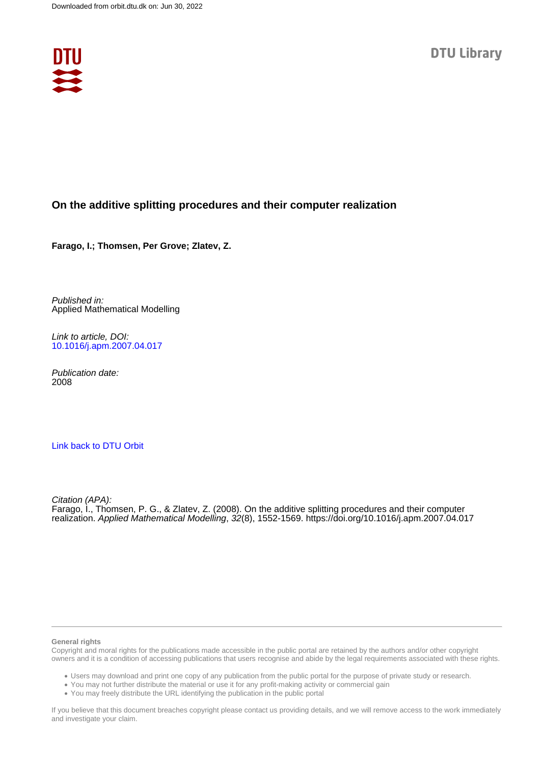Downloaded from orbit.dtu.dk on: Jun 30, 2022

DTU Library

# On the additive splitting procedures and their computer realization

**Farago, I.; Thomsen, Per Grove; Zlatev, Z.**

*Published in:*
Applied Mathematical Modelling

*Link to article, DOI:*
10.1016/j.apm.2007.04.017

*Publication date:*
2008

Link back to DTU Orbit

*Citation (APA):*
Farago, I., Thomsen, P. G., & Zlatev, Z. (2008). On the additive splitting procedures and their computer realization. *Applied Mathematical Modelling*, *32*(8), 1552-1569. https://doi.org/10.1016/j.apm.2007.04.017

**General rights**

Copyright and moral rights for the publications made accessible in the public portal are retained by the authors and/or other copyright owners and it is a condition of accessing publications that users recognise and abide by the legal requirements associated with these rights.

- Users may download and print one copy of any publication from the public portal for the purpose of private study or research.
- You may not further distribute the material or use it for any profit-making activity or commercial gain
- You may freely distribute the URL identifying the publication in the public portal

If you believe that this document breaches copyright please contact us providing details, and we will remove access to the work immediately and investigate your claim.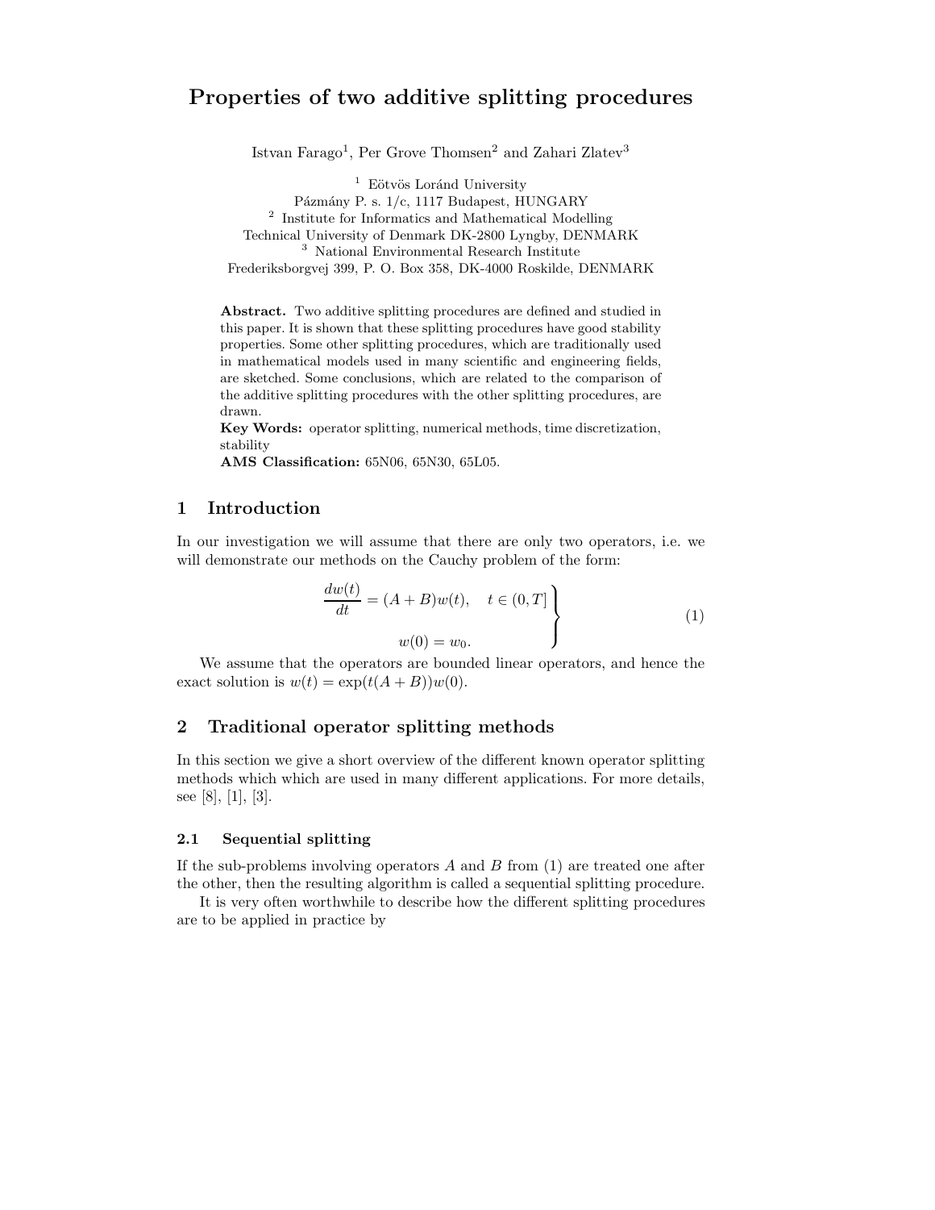# Properties of two additive splitting procedures

Istvan Farago[1], Per Grove Thomsen[2] and Zahari Zlatev[3]

[1] Eötvös Loránd University
Pázmány P. s. 1/c, 1117 Budapest, HUNGARY
[2] Institute for Informatics and Mathematical Modelling
Technical University of Denmark DK-2800 Lyngby, DENMARK
[3] National Environmental Research Institute
Frederiksborgvej 399, P. O. Box 358, DK-4000 Roskilde, DENMARK

**Abstract.** Two additive splitting procedures are defined and studied in this paper. It is shown that these splitting procedures have good stability properties. Some other splitting procedures, which are traditionally used in mathematical models used in many scientific and engineering fields, are sketched. Some conclusions, which are related to the comparison of the additive splitting procedures with the other splitting procedures, are drawn.

**Key Words:** operator splitting, numerical methods, time discretization, stability

**AMS Classification:** 65N06, 65N30, 65L05.

## 1 Introduction

In our investigation we will assume that there are only two operators, i.e. we will demonstrate our methods on the Cauchy problem of the form:

$$
\left.
\begin{aligned}
\frac{dw(t)}{dt} &= (A+B)w(t), \quad t \in (0,T] \\
w(0) &= w_0.
\end{aligned}
\right\} \tag{1}
$$

We assume that the operators are bounded linear operators, and hence the exact solution is $w(t) = \exp(t(A+B))w(0)$.

## 2 Traditional operator splitting methods

In this section we give a short overview of the different known operator splitting methods which which are used in many different applications. For more details, see [8], [1], [3].

### 2.1 Sequential splitting

If the sub-problems involving operators $A$ and $B$ from (1) are treated one after the other, then the resulting algorithm is called a sequential splitting procedure.

It is very often worthwhile to describe how the different splitting procedures are to be applied in practice by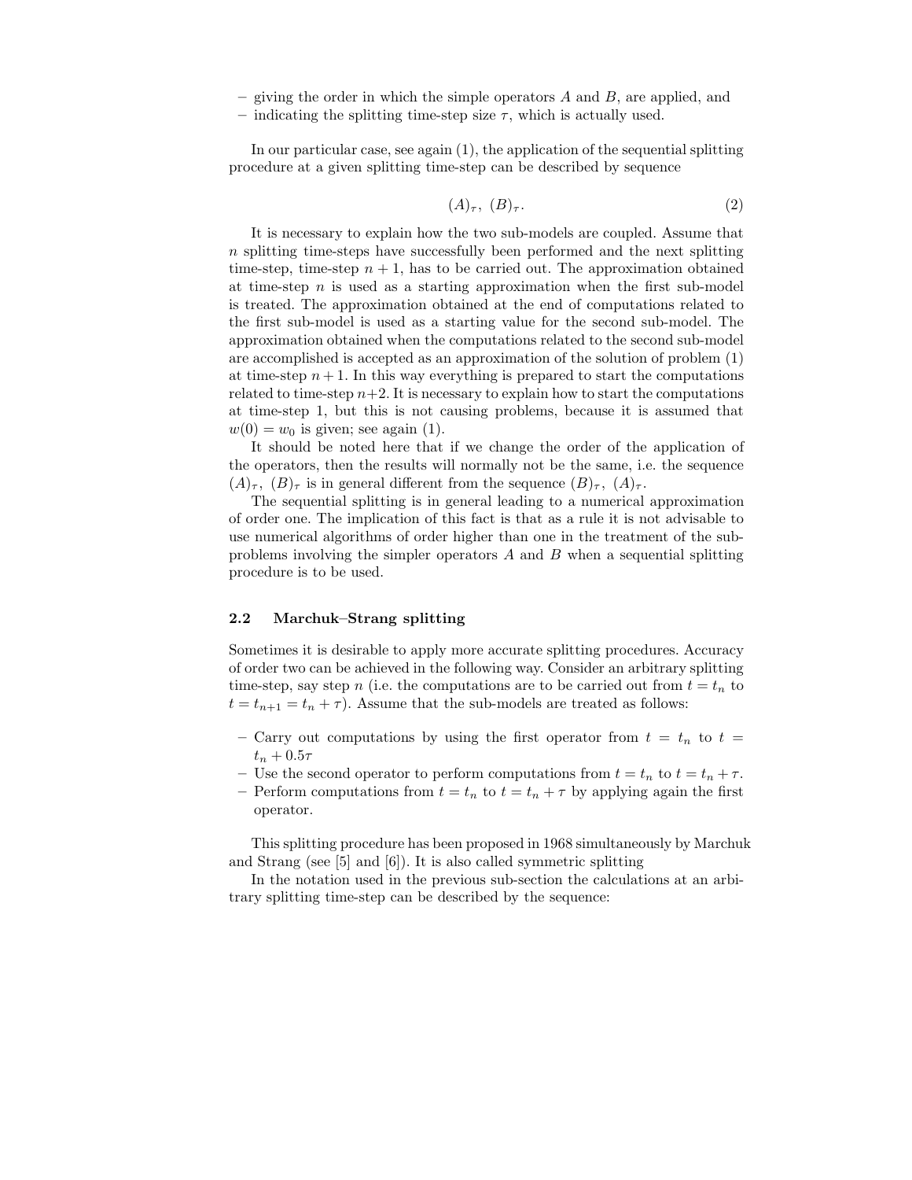- giving the order in which the simple operators $A$ and $B$, are applied, and
- indicating the splitting time-step size $\tau$, which is actually used.

In our particular case, see again (1), the application of the sequential splitting procedure at a given splitting time-step can be described by sequence

$$(A)_\tau,\ (B)_\tau. \tag{2}$$

It is necessary to explain how the two sub-models are coupled. Assume that $n$ splitting time-steps have successfully been performed and the next splitting time-step, time-step $n+1$, has to be carried out. The approximation obtained at time-step $n$ is used as a starting approximation when the first sub-model is treated. The approximation obtained at the end of computations related to the first sub-model is used as a starting value for the second sub-model. The approximation obtained when the computations related to the second sub-model are accomplished is accepted as an approximation of the solution of problem (1) at time-step $n+1$. In this way everything is prepared to start the computations related to time-step $n+2$. It is necessary to explain how to start the computations at time-step 1, but this is not causing problems, because it is assumed that $w(0) = w_0$ is given; see again (1).

It should be noted here that if we change the order of the application of the operators, then the results will normally not be the same, i.e. the sequence $(A)_\tau,\ (B)_\tau$ is in general different from the sequence $(B)_\tau,\ (A)_\tau$.

The sequential splitting is in general leading to a numerical approximation of order one. The implication of this fact is that as a rule it is not advisable to use numerical algorithms of order higher than one in the treatment of the sub-problems involving the simpler operators $A$ and $B$ when a sequential splitting procedure is to be used.

### 2.2 Marchuk–Strang splitting

Sometimes it is desirable to apply more accurate splitting procedures. Accuracy of order two can be achieved in the following way. Consider an arbitrary splitting time-step, say step $n$ (i.e. the computations are to be carried out from $t = t_n$ to $t = t_{n+1} = t_n + \tau$). Assume that the sub-models are treated as follows:

- Carry out computations by using the first operator from $t = t_n$ to $t = t_n + 0.5\tau$
- Use the second operator to perform computations from $t = t_n$ to $t = t_n + \tau$.
- Perform computations from $t = t_n$ to $t = t_n + \tau$ by applying again the first operator.

This splitting procedure has been proposed in 1968 simultaneously by Marchuk and Strang (see [5] and [6]). It is also called symmetric splitting

In the notation used in the previous sub-section the calculations at an arbitrary splitting time-step can be described by the sequence: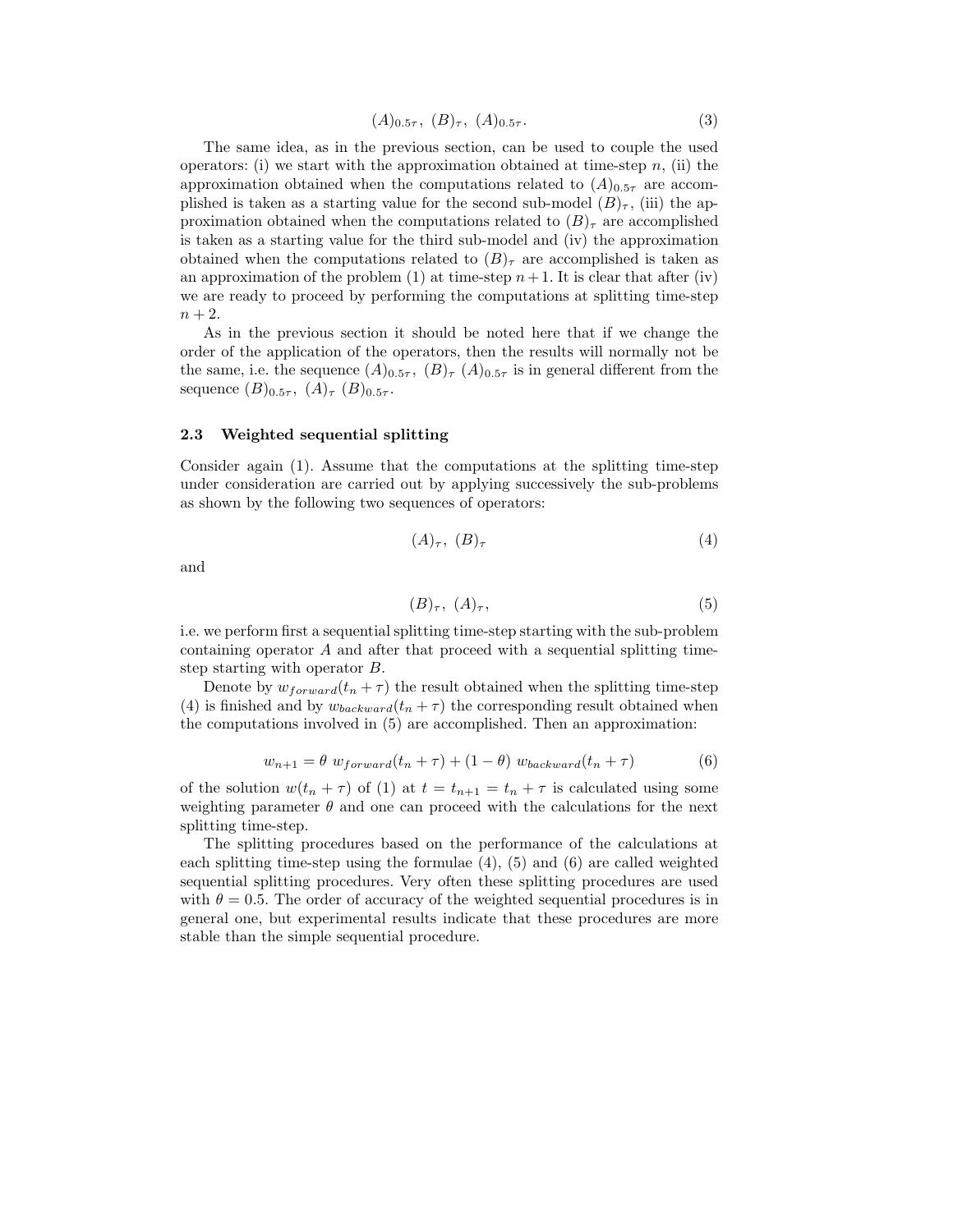$$(A)_{0.5\tau},\ (B)_{\tau},\ (A)_{0.5\tau}. \tag{3}$$

The same idea, as in the previous section, can be used to couple the used operators: (i) we start with the approximation obtained at time-step $n$, (ii) the approximation obtained when the computations related to $(A)_{0.5\tau}$ are accomplished is taken as a starting value for the second sub-model $(B)_{\tau}$, (iii) the approximation obtained when the computations related to $(B)_{\tau}$ are accomplished is taken as a starting value for the third sub-model and (iv) the approximation obtained when the computations related to $(B)_{\tau}$ are accomplished is taken as an approximation of the problem (1) at time-step $n+1$. It is clear that after (iv) we are ready to proceed by performing the computations at splitting time-step $n+2$.

As in the previous section it should be noted here that if we change the order of the application of the operators, then the results will normally not be the same, i.e. the sequence $(A)_{0.5\tau},\ (B)_{\tau}\ (A)_{0.5\tau}$ is in general different from the sequence $(B)_{0.5\tau},\ (A)_{\tau}\ (B)_{0.5\tau}$.

### 2.3 Weighted sequential splitting

Consider again (1). Assume that the computations at the splitting time-step under consideration are carried out by applying successively the sub-problems as shown by the following two sequences of operators:

$$(A)_{\tau},\ (B)_{\tau} \tag{4}$$

and

$$(B)_{\tau},\ (A)_{\tau}, \tag{5}$$

i.e. we perform first a sequential splitting time-step starting with the sub-problem containing operator $A$ and after that proceed with a sequential splitting time-step starting with operator $B$.

Denote by $w_{forward}(t_n+\tau)$ the result obtained when the splitting time-step (4) is finished and by $w_{backward}(t_n+\tau)$ the corresponding result obtained when the computations involved in (5) are accomplished. Then an approximation:

$$w_{n+1} = \theta\ w_{forward}(t_n+\tau) + (1-\theta)\ w_{backward}(t_n+\tau) \tag{6}$$

of the solution $w(t_n+\tau)$ of (1) at $t = t_{n+1} = t_n + \tau$ is calculated using some weighting parameter $\theta$ and one can proceed with the calculations for the next splitting time-step.

The splitting procedures based on the performance of the calculations at each splitting time-step using the formulae (4), (5) and (6) are called weighted sequential splitting procedures. Very often these splitting procedures are used with $\theta = 0.5$. The order of accuracy of the weighted sequential procedures is in general one, but experimental results indicate that these procedures are more stable than the simple sequential procedure.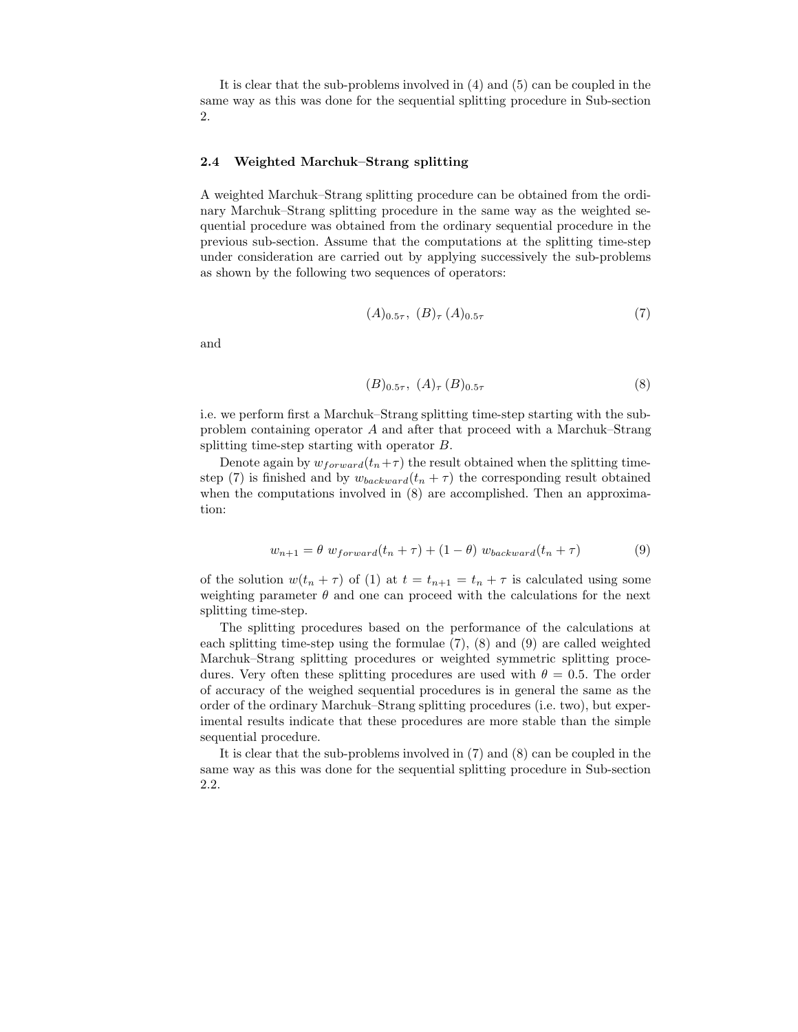It is clear that the sub-problems involved in (4) and (5) can be coupled in the same way as this was done for the sequential splitting procedure in Sub-section 2.

### 2.4 Weighted Marchuk–Strang splitting

A weighted Marchuk–Strang splitting procedure can be obtained from the ordinary Marchuk–Strang splitting procedure in the same way as the weighted sequential procedure was obtained from the ordinary sequential procedure in the previous sub-section. Assume that the computations at the splitting time-step under consideration are carried out by applying successively the sub-problems as shown by the following two sequences of operators:

$$(A)_{0.5\tau},\ (B)_{\tau}\,(A)_{0.5\tau} \tag{7}$$

and

$$(B)_{0.5\tau},\ (A)_{\tau}\,(B)_{0.5\tau} \tag{8}$$

i.e. we perform first a Marchuk–Strang splitting time-step starting with the sub-problem containing operator $A$ and after that proceed with a Marchuk–Strang splitting time-step starting with operator $B$.

Denote again by $w_{forward}(t_n+\tau)$ the result obtained when the splitting time-step (7) is finished and by $w_{backward}(t_n+\tau)$ the corresponding result obtained when the computations involved in (8) are accomplished. Then an approximation:

$$w_{n+1} = \theta\ w_{forward}(t_n+\tau) + (1-\theta)\ w_{backward}(t_n+\tau) \tag{9}$$

of the solution $w(t_n+\tau)$ of (1) at $t = t_{n+1} = t_n + \tau$ is calculated using some weighting parameter $\theta$ and one can proceed with the calculations for the next splitting time-step.

The splitting procedures based on the performance of the calculations at each splitting time-step using the formulae (7), (8) and (9) are called weighted Marchuk–Strang splitting procedures or weighted symmetric splitting procedures. Very often these splitting procedures are used with $\theta = 0.5$. The order of accuracy of the weighed sequential procedures is in general the same as the order of the ordinary Marchuk–Strang splitting procedures (i.e. two), but experimental results indicate that these procedures are more stable than the simple sequential procedure.

It is clear that the sub-problems involved in (7) and (8) can be coupled in the same way as this was done for the sequential splitting procedure in Sub-section 2.2.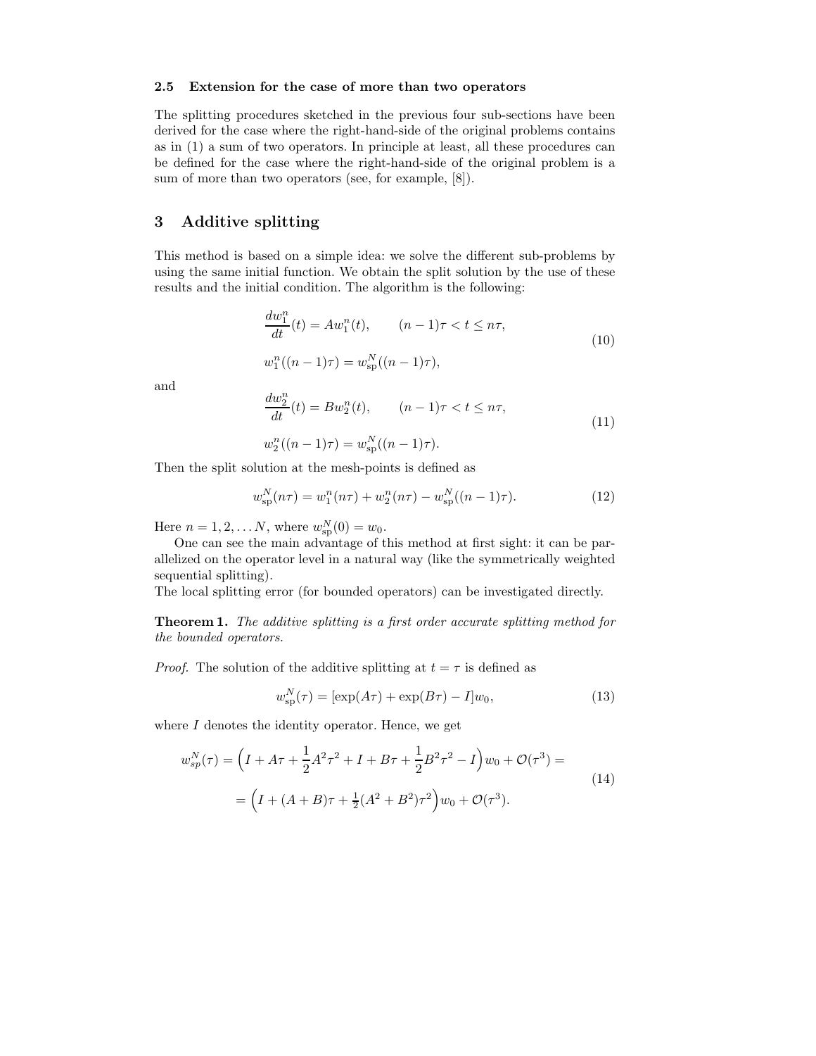### 2.5 Extension for the case of more than two operators

The splitting procedures sketched in the previous four sub-sections have been derived for the case where the right-hand-side of the original problems contains as in (1) a sum of two operators. In principle at least, all these procedures can be defined for the case where the right-hand-side of the original problem is a sum of more than two operators (see, for example, [8]).

## 3 Additive splitting

This method is based on a simple idea: we solve the different sub-problems by using the same initial function. We obtain the split solution by the use of these results and the initial condition. The algorithm is the following:

$$
\begin{aligned}
&\frac{dw_1^n}{dt}(t) = Aw_1^n(t), \qquad (n-1)\tau < t \leq n\tau, \\
&w_1^n((n-1)\tau) = w_{\text{sp}}^N((n-1)\tau),
\end{aligned}
\tag{10}
$$

and

$$
\begin{aligned}
&\frac{dw_2^n}{dt}(t) = Bw_2^n(t), \qquad (n-1)\tau < t \leq n\tau, \\
&w_2^n((n-1)\tau) = w_{\text{sp}}^N((n-1)\tau).
\end{aligned}
\tag{11}
$$

Then the split solution at the mesh-points is defined as

$$
w_{\text{sp}}^N(n\tau) = w_1^n(n\tau) + w_2^n(n\tau) - w_{\text{sp}}^N((n-1)\tau). \tag{12}
$$

Here $n = 1, 2, \dots N$, where $w_{\text{sp}}^N(0) = w_0$.

One can see the main advantage of this method at first sight: it can be parallelized on the operator level in a natural way (like the symmetrically weighted sequential splitting).
The local splitting error (for bounded operators) can be investigated directly.

**Theorem 1.** *The additive splitting is a first order accurate splitting method for the bounded operators.*

*Proof.* The solution of the additive splitting at $t = \tau$ is defined as

$$
w_{\text{sp}}^N(\tau) = [\exp(A\tau) + \exp(B\tau) - I]w_0, \tag{13}
$$

where $I$ denotes the identity operator. Hence, we get

$$
\begin{aligned}
w_{sp}^N(\tau) &= \Big(I + A\tau + \frac{1}{2}A^2\tau^2 + I + B\tau + \frac{1}{2}B^2\tau^2 - I\Big)w_0 + \mathcal{O}(\tau^3) = \\
&= \Big(I + (A+B)\tau + \tfrac{1}{2}(A^2 + B^2)\tau^2\Big)w_0 + \mathcal{O}(\tau^3).
\end{aligned}
\tag{14}
$$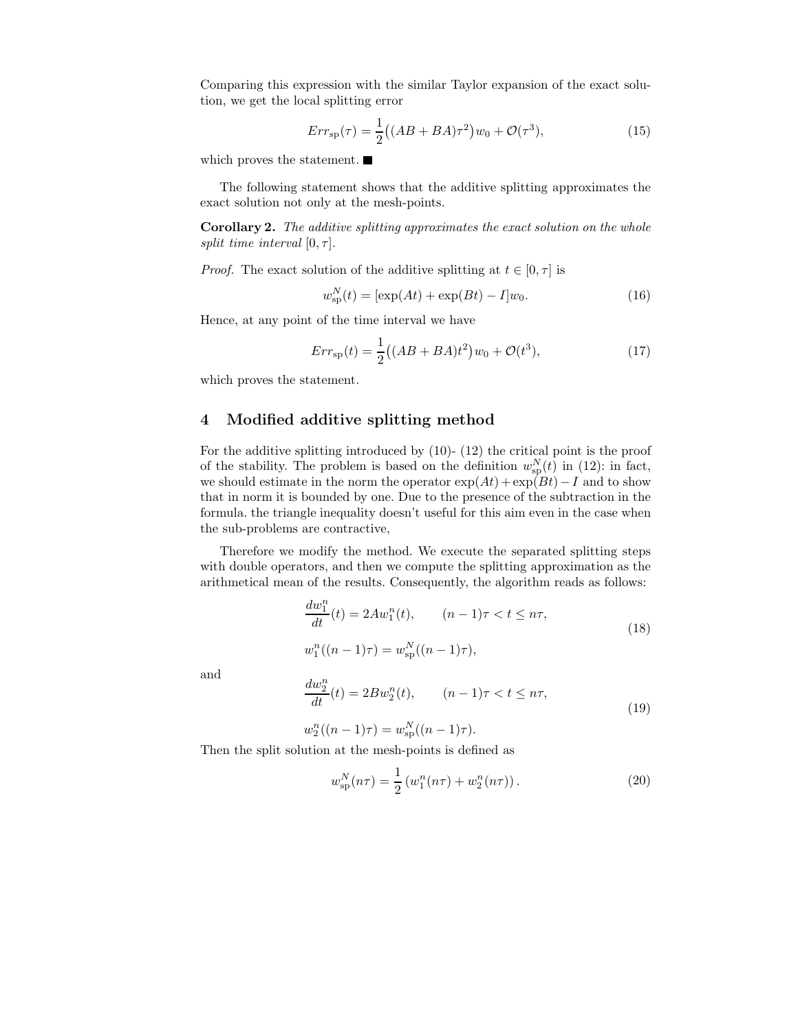Comparing this expression with the similar Taylor expansion of the exact solution, we get the local splitting error

$$Err_{\mathrm{sp}}(\tau) = \frac{1}{2}\big((AB + BA)\tau^2\big)w_0 + \mathcal{O}(\tau^3), \tag{15}$$

which proves the statement. ■

The following statement shows that the additive splitting approximates the exact solution not only at the mesh-points.

**Corollary 2.** *The additive splitting approximates the exact solution on the whole split time interval* $[0, \tau]$.

*Proof.* The exact solution of the additive splitting at $t \in [0, \tau]$ is

$$w_{\mathrm{sp}}^N(t) = [\exp(At) + \exp(Bt) - I]w_0. \tag{16}$$

Hence, at any point of the time interval we have

$$Err_{\mathrm{sp}}(t) = \frac{1}{2}\big((AB + BA)t^2\big)w_0 + \mathcal{O}(t^3), \tag{17}$$

which proves the statement.

## 4 Modified additive splitting method

For the additive splitting introduced by (10)- (12) the critical point is the proof of the stability. The problem is based on the definition $w_{\mathrm{sp}}^N(t)$ in (12): in fact, we should estimate in the norm the operator $\exp(At) + \exp(Bt) - I$ and to show that in norm it is bounded by one. Due to the presence of the subtraction in the formula. the triangle inequality doesn't useful for this aim even in the case when the sub-problems are contractive,

Therefore we modify the method. We execute the separated splitting steps with double operators, and then we compute the splitting approximation as the arithmetical mean of the results. Consequently, the algorithm reads as follows:

$$\begin{aligned}
&\frac{dw_1^n}{dt}(t) = 2Aw_1^n(t), \qquad (n-1)\tau < t \leq n\tau, \\
&w_1^n((n-1)\tau) = w_{\mathrm{sp}}^N((n-1)\tau),
\end{aligned} \tag{18}$$

and

$$\begin{aligned}
&\frac{dw_2^n}{dt}(t) = 2Bw_2^n(t), \qquad (n-1)\tau < t \leq n\tau, \\
&w_2^n((n-1)\tau) = w_{\mathrm{sp}}^N((n-1)\tau).
\end{aligned} \tag{19}$$

Then the split solution at the mesh-points is defined as

$$w_{\mathrm{sp}}^N(n\tau) = \frac{1}{2}\left(w_1^n(n\tau) + w_2^n(n\tau)\right). \tag{20}$$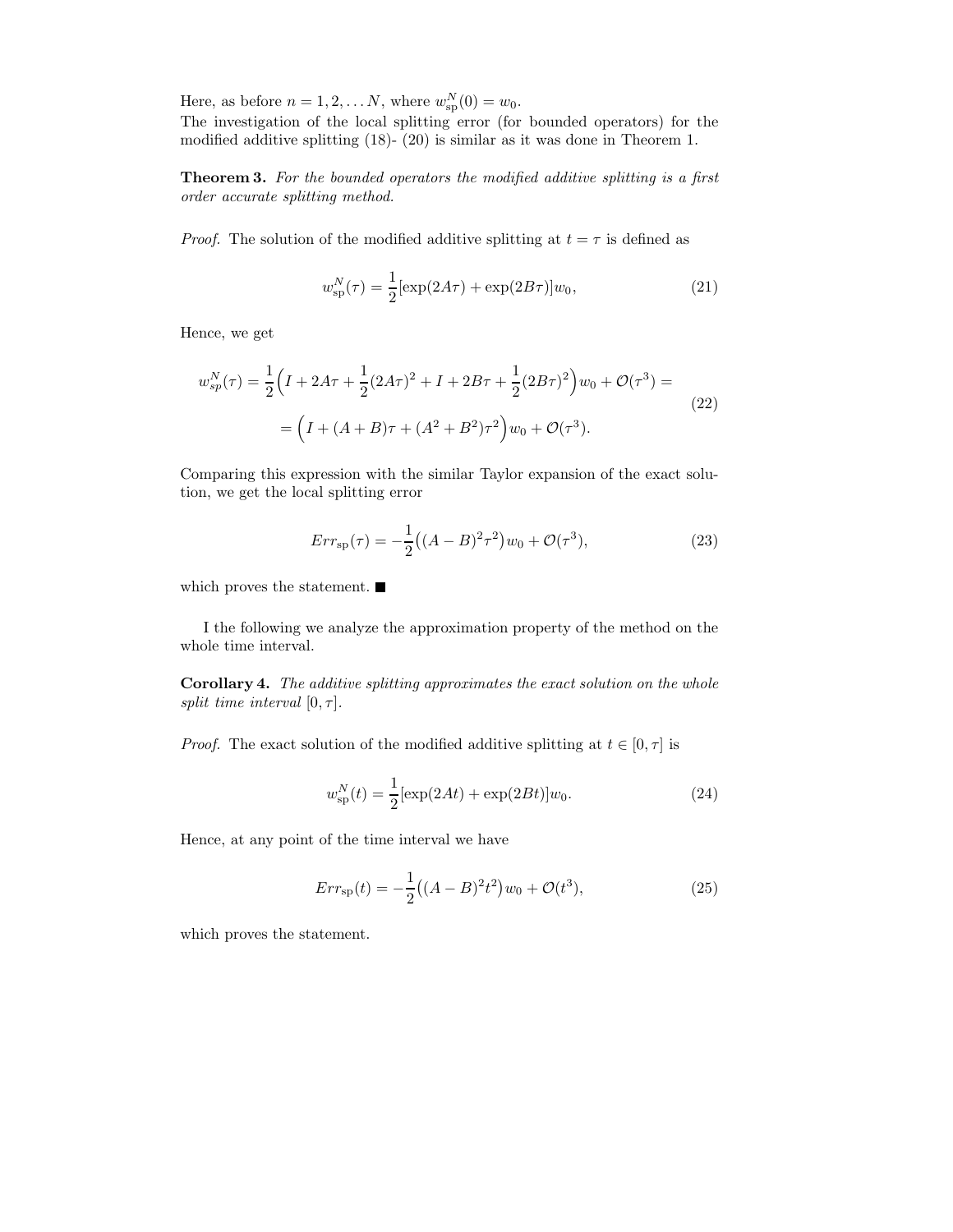Here, as before $n = 1, 2, \ldots N$, where $w^N_{\rm sp}(0) = w_0$.
The investigation of the local splitting error (for bounded operators) for the modified additive splitting (18)- (20) is similar as it was done in Theorem 1.

**Theorem 3.** *For the bounded operators the modified additive splitting is a first order accurate splitting method.*

*Proof.* The solution of the modified additive splitting at $t = \tau$ is defined as

$$w^N_{\rm sp}(\tau) = \frac{1}{2}[\exp(2A\tau) + \exp(2B\tau)]w_0, \tag{21}$$

Hence, we get

$$\begin{aligned} w^N_{sp}(\tau) &= \frac{1}{2}\Big(I + 2A\tau + \frac{1}{2}(2A\tau)^2 + I + 2B\tau + \frac{1}{2}(2B\tau)^2\Big)w_0 + \mathcal{O}(\tau^3) = \\ &= \Big(I + (A+B)\tau + (A^2 + B^2)\tau^2\Big)w_0 + \mathcal{O}(\tau^3). \end{aligned} \tag{22}$$

Comparing this expression with the similar Taylor expansion of the exact solution, we get the local splitting error

$$Err_{\rm sp}(\tau) = -\frac{1}{2}\big((A-B)^2\tau^2\big)w_0 + \mathcal{O}(\tau^3), \tag{23}$$

which proves the statement. ■

I the following we analyze the approximation property of the method on the whole time interval.

**Corollary 4.** *The additive splitting approximates the exact solution on the whole split time interval* $[0, \tau]$.

*Proof.* The exact solution of the modified additive splitting at $t \in [0, \tau]$ is

$$w^N_{\rm sp}(t) = \frac{1}{2}[\exp(2At) + \exp(2Bt)]w_0. \tag{24}$$

Hence, at any point of the time interval we have

$$Err_{\rm sp}(t) = -\frac{1}{2}\big((A-B)^2t^2\big)w_0 + \mathcal{O}(t^3), \tag{25}$$

which proves the statement.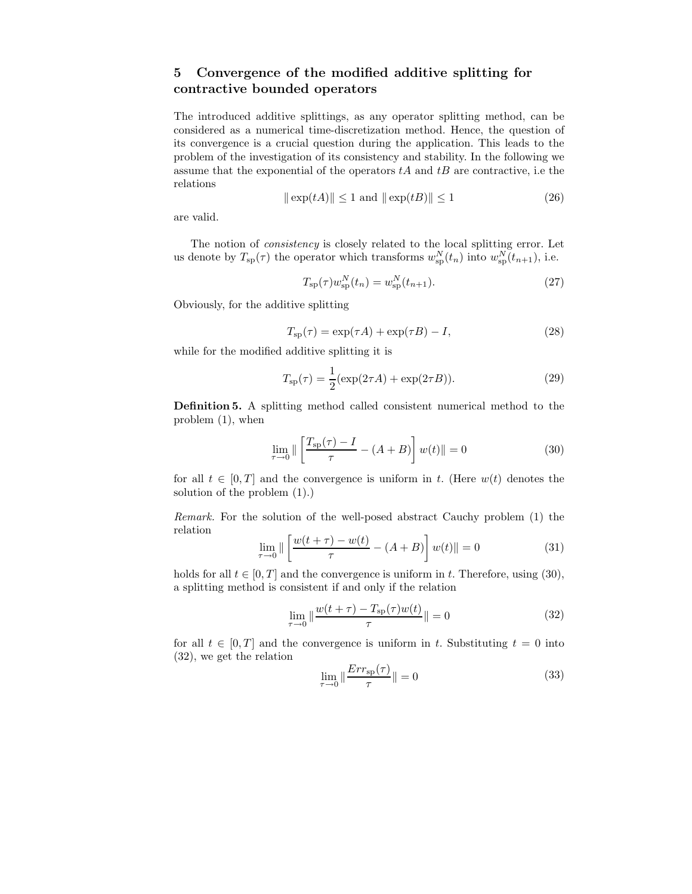## 5 Convergence of the modified additive splitting for contractive bounded operators

The introduced additive splittings, as any operator splitting method, can be considered as a numerical time-discretization method. Hence, the question of its convergence is a crucial question during the application. This leads to the problem of the investigation of its consistency and stability. In the following we assume that the exponential of the operators $tA$ and $tB$ are contractive, i.e the relations

$$\|\exp(tA)\| \leq 1 \text{ and } \|\exp(tB)\| \leq 1 \tag{26}$$

are valid.

The notion of *consistency* is closely related to the local splitting error. Let us denote by $T_{\text{sp}}(\tau)$ the operator which transforms $w_{\text{sp}}^N(t_n)$ into $w_{\text{sp}}^N(t_{n+1})$, i.e.

$$T_{\text{sp}}(\tau) w_{\text{sp}}^N(t_n) = w_{\text{sp}}^N(t_{n+1}). \tag{27}$$

Obviously, for the additive splitting

$$T_{\text{sp}}(\tau) = \exp(\tau A) + \exp(\tau B) - I, \tag{28}$$

while for the modified additive splitting it is

$$T_{\text{sp}}(\tau) = \frac{1}{2}(\exp(2\tau A) + \exp(2\tau B)). \tag{29}$$

**Definition 5.** A splitting method called consistent numerical method to the problem (1), when

$$\lim_{\tau \to 0} \| \left[ \frac{T_{\text{sp}}(\tau) - I}{\tau} - (A + B) \right] w(t) \| = 0 \tag{30}$$

for all $t \in [0, T]$ and the convergence is uniform in $t$. (Here $w(t)$ denotes the solution of the problem (1).)

*Remark.* For the solution of the well-posed abstract Cauchy problem (1) the relation

$$\lim_{\tau \to 0} \| \left[ \frac{w(t+\tau) - w(t)}{\tau} - (A + B) \right] w(t) \| = 0 \tag{31}$$

holds for all $t \in [0, T]$ and the convergence is uniform in $t$. Therefore, using (30), a splitting method is consistent if and only if the relation

$$\lim_{\tau \to 0} \| \frac{w(t+\tau) - T_{\text{sp}}(\tau) w(t)}{\tau} \| = 0 \tag{32}$$

for all $t \in [0, T]$ and the convergence is uniform in $t$. Substituting $t = 0$ into (32), we get the relation

$$\lim_{\tau \to 0} \| \frac{Err_{\text{sp}}(\tau)}{\tau} \| = 0 \tag{33}$$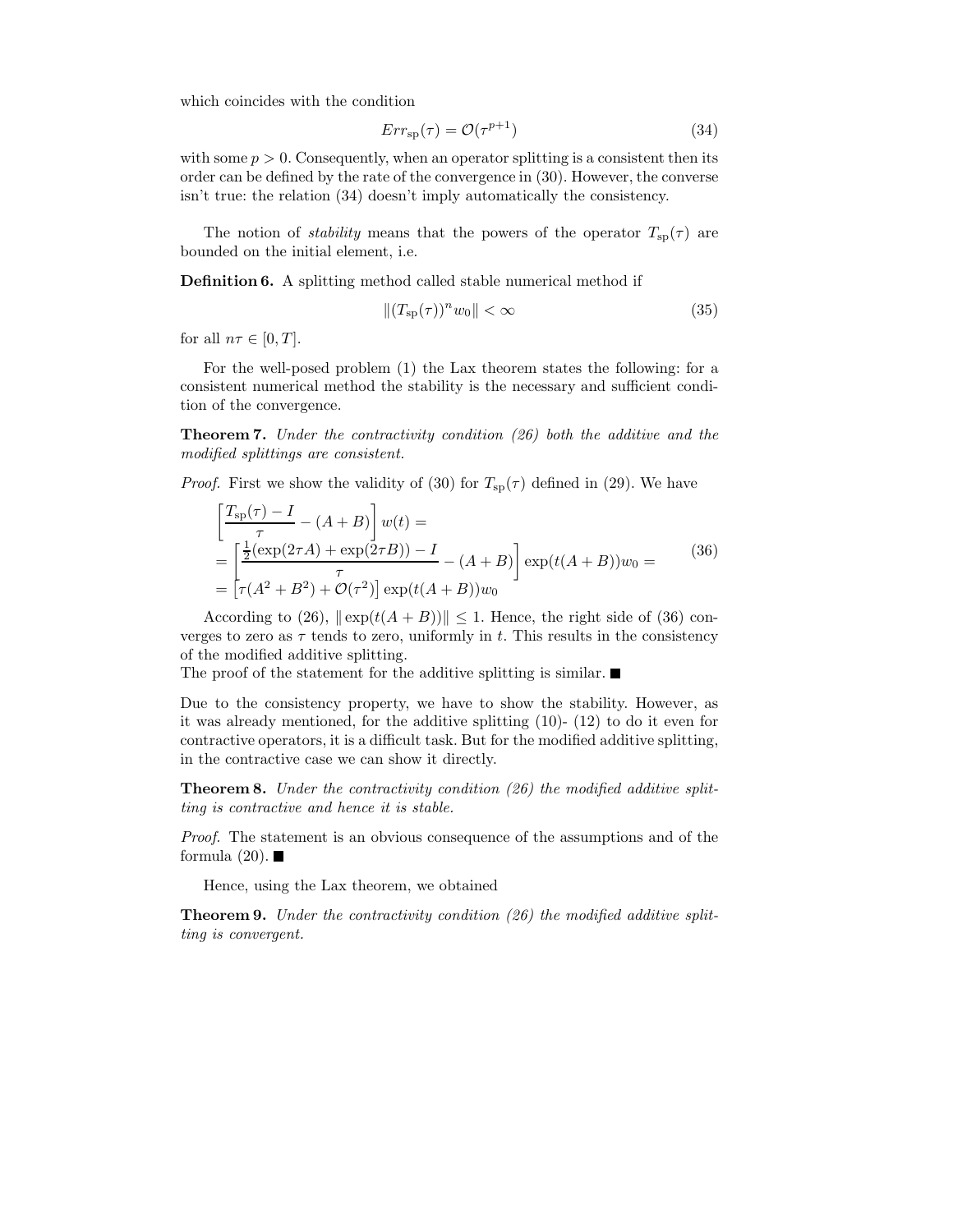which coincides with the condition

$$Err_{\rm sp}(\tau) = \mathcal{O}(\tau^{p+1}) \tag{34}$$

with some $p > 0$. Consequently, when an operator splitting is a consistent then its order can be defined by the rate of the convergence in (30). However, the converse isn't true: the relation (34) doesn't imply automatically the consistency.

The notion of *stability* means that the powers of the operator $T_{\rm sp}(\tau)$ are bounded on the initial element, i.e.

**Definition 6.** A splitting method called stable numerical method if

$$\|(T_{\rm sp}(\tau))^n w_0\| < \infty \tag{35}$$

for all $n\tau \in [0, T]$.

For the well-posed problem (1) the Lax theorem states the following: for a consistent numerical method the stability is the necessary and sufficient condition of the convergence.

**Theorem 7.** *Under the contractivity condition (26) both the additive and the modified splittings are consistent.*

*Proof.* First we show the validity of (30) for $T_{\rm sp}(\tau)$ defined in (29). We have

$$\begin{aligned}
&\left[\frac{T_{\rm sp}(\tau) - I}{\tau} - (A+B)\right] w(t) = \\
&= \left[\frac{\frac{1}{2}(\exp(2\tau A) + \exp(2\tau B)) - I}{\tau} - (A+B)\right] \exp(t(A+B))w_0 = \\
&= \left[\tau(A^2 + B^2) + \mathcal{O}(\tau^2)\right] \exp(t(A+B))w_0
\end{aligned} \tag{36}$$

According to (26), $\|\exp(t(A+B))\| \leq 1$. Hence, the right side of (36) converges to zero as $\tau$ tends to zero, uniformly in $t$. This results in the consistency of the modified additive splitting.
The proof of the statement for the additive splitting is similar. ■

Due to the consistency property, we have to show the stability. However, as it was already mentioned, for the additive splitting (10)- (12) to do it even for contractive operators, it is a difficult task. But for the modified additive splitting, in the contractive case we can show it directly.

**Theorem 8.** *Under the contractivity condition (26) the modified additive splitting is contractive and hence it is stable.*

*Proof.* The statement is an obvious consequence of the assumptions and of the formula (20). ■

Hence, using the Lax theorem, we obtained

**Theorem 9.** *Under the contractivity condition (26) the modified additive splitting is convergent.*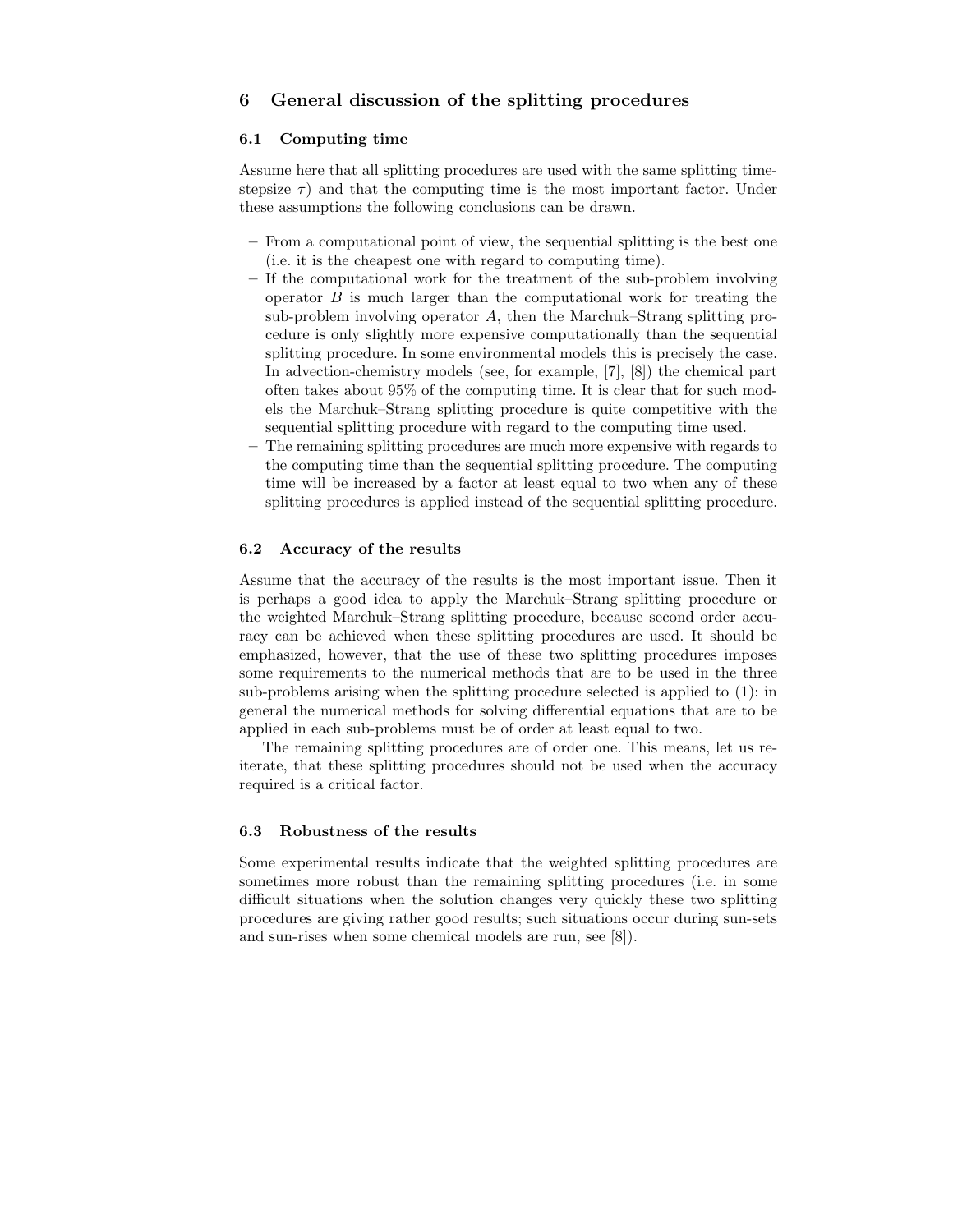## 6 General discussion of the splitting procedures

### 6.1 Computing time

Assume here that all splitting procedures are used with the same splitting time-stepsize $\tau$) and that the computing time is the most important factor. Under these assumptions the following conclusions can be drawn.

- From a computational point of view, the sequential splitting is the best one (i.e. it is the cheapest one with regard to computing time).
- If the computational work for the treatment of the sub-problem involving operator $B$ is much larger than the computational work for treating the sub-problem involving operator $A$, then the Marchuk–Strang splitting procedure is only slightly more expensive computationally than the sequential splitting procedure. In some environmental models this is precisely the case. In advection-chemistry models (see, for example, [7], [8]) the chemical part often takes about 95% of the computing time. It is clear that for such models the Marchuk–Strang splitting procedure is quite competitive with the sequential splitting procedure with regard to the computing time used.
- The remaining splitting procedures are much more expensive with regards to the computing time than the sequential splitting procedure. The computing time will be increased by a factor at least equal to two when any of these splitting procedures is applied instead of the sequential splitting procedure.

### 6.2 Accuracy of the results

Assume that the accuracy of the results is the most important issue. Then it is perhaps a good idea to apply the Marchuk–Strang splitting procedure or the weighted Marchuk–Strang splitting procedure, because second order accuracy can be achieved when these splitting procedures are used. It should be emphasized, however, that the use of these two splitting procedures imposes some requirements to the numerical methods that are to be used in the three sub-problems arising when the splitting procedure selected is applied to (1): in general the numerical methods for solving differential equations that are to be applied in each sub-problems must be of order at least equal to two.

The remaining splitting procedures are of order one. This means, let us reiterate, that these splitting procedures should not be used when the accuracy required is a critical factor.

### 6.3 Robustness of the results

Some experimental results indicate that the weighted splitting procedures are sometimes more robust than the remaining splitting procedures (i.e. in some difficult situations when the solution changes very quickly these two splitting procedures are giving rather good results; such situations occur during sun-sets and sun-rises when some chemical models are run, see [8]).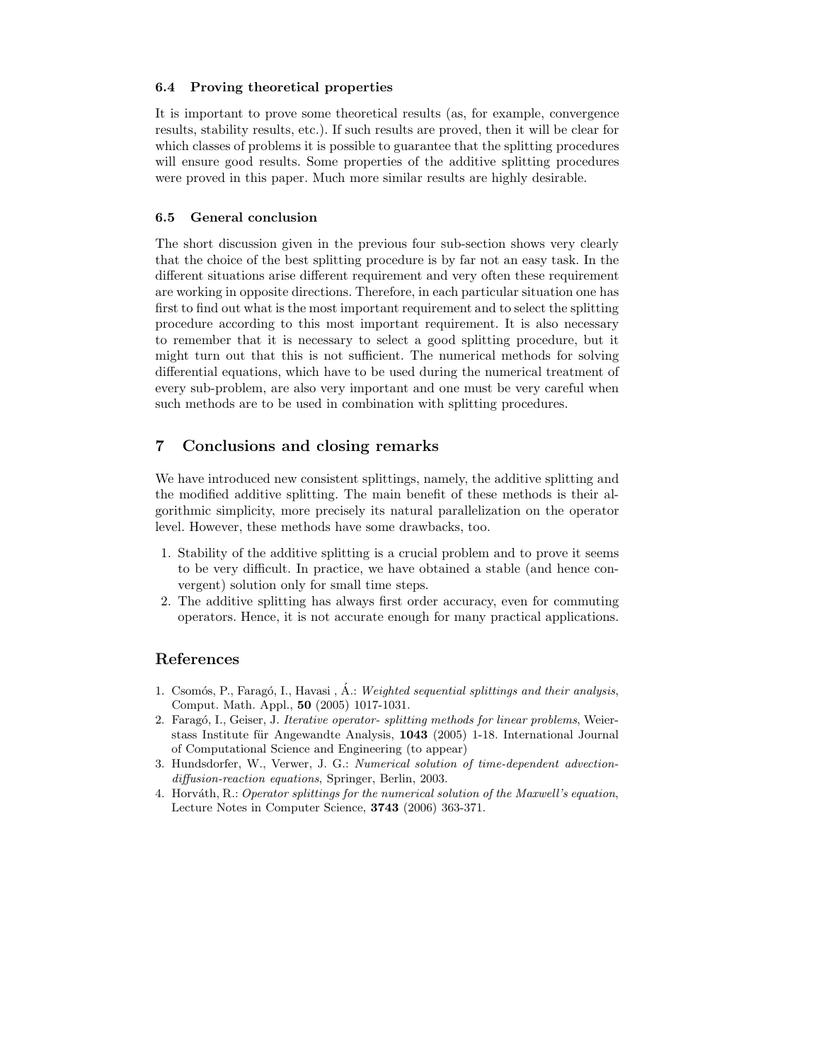### 6.4 Proving theoretical properties

It is important to prove some theoretical results (as, for example, convergence results, stability results, etc.). If such results are proved, then it will be clear for which classes of problems it is possible to guarantee that the additive splitting procedures will ensure good results. Some properties of the additive splitting procedures were proved in this paper. Much more similar results are highly desirable.

### 6.5 General conclusion

The short discussion given in the previous four sub-section shows very clearly that the choice of the best splitting procedure is by far not an easy task. In the different situations arise different requirement and very often these requirement are working in opposite directions. Therefore, in each particular situation one has first to find out what is the most important requirement and to select the splitting procedure according to this most important requirement. It is also necessary to remember that it is necessary to select a good splitting procedure, but it might turn out that this is not sufficient. The numerical methods for solving differential equations, which have to be used during the numerical treatment of every sub-problem, are also very important and one must be very careful when such methods are to be used in combination with splitting procedures.

## 7 Conclusions and closing remarks

We have introduced new consistent splittings, namely, the additive splitting and the modified additive splitting. The main benefit of these methods is their algorithmic simplicity, more precisely its natural parallelization on the operator level. However, these methods have some drawbacks, too.

1. Stability of the additive splitting is a crucial problem and to prove it seems to be very difficult. In practice, we have obtained a stable (and hence convergent) solution only for small time steps.
2. The additive splitting has always first order accuracy, even for commuting operators. Hence, it is not accurate enough for many practical applications.

## References

1. Csomós, P., Faragó, I., Havasi , Á.: *Weighted sequential splittings and their analysis*, Comput. Math. Appl., **50** (2005) 1017-1031.
2. Faragó, I., Geiser, J. *Iterative operator- splitting methods for linear problems*, Weierstass Institute für Angewandte Analysis, **1043** (2005) 1-18. International Journal of Computational Science and Engineering (to appear)
3. Hundsdorfer, W., Verwer, J. G.: *Numerical solution of time-dependent advection-diffusion-reaction equations*, Springer, Berlin, 2003.
4. Horváth, R.: *Operator splittings for the numerical solution of the Maxwell's equation*, Lecture Notes in Computer Science, **3743** (2006) 363-371.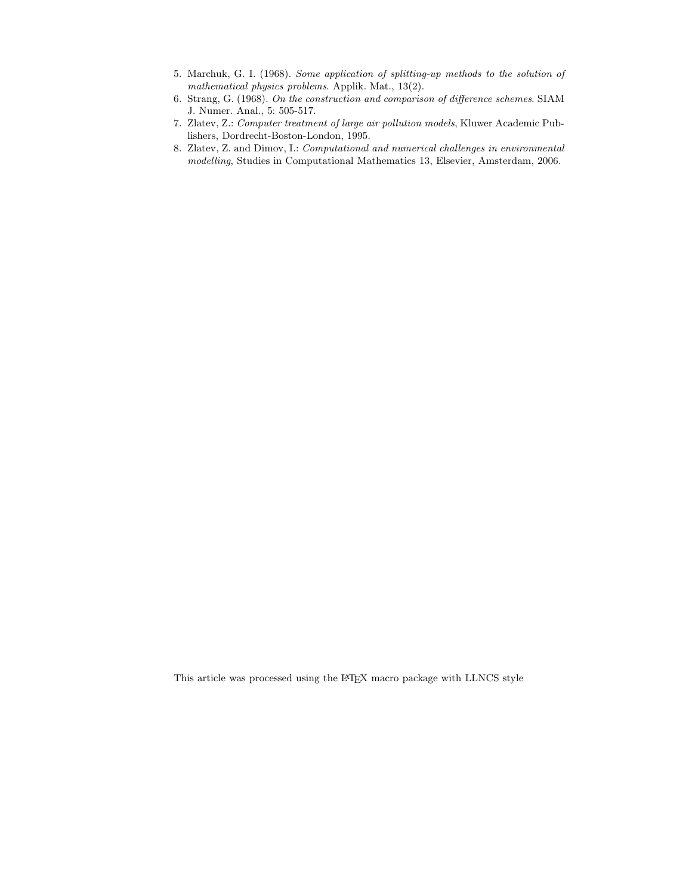5. Marchuk, G. I. (1968). *Some application of splitting-up methods to the solution of mathematical physics problems*. Applik. Mat., 13(2).
6. Strang, G. (1968). *On the construction and comparison of difference schemes*. SIAM J. Numer. Anal., 5: 505-517.
7. Zlatev, Z.: *Computer treatment of large air pollution models*, Kluwer Academic Publishers, Dordrecht-Boston-London, 1995.
8. Zlatev, Z. and Dimov, I.: *Computational and numerical challenges in environmental modelling*, Studies in Computational Mathematics 13, Elsevier, Amsterdam, 2006.

This article was processed using the LaTeX macro package with LLNCS style